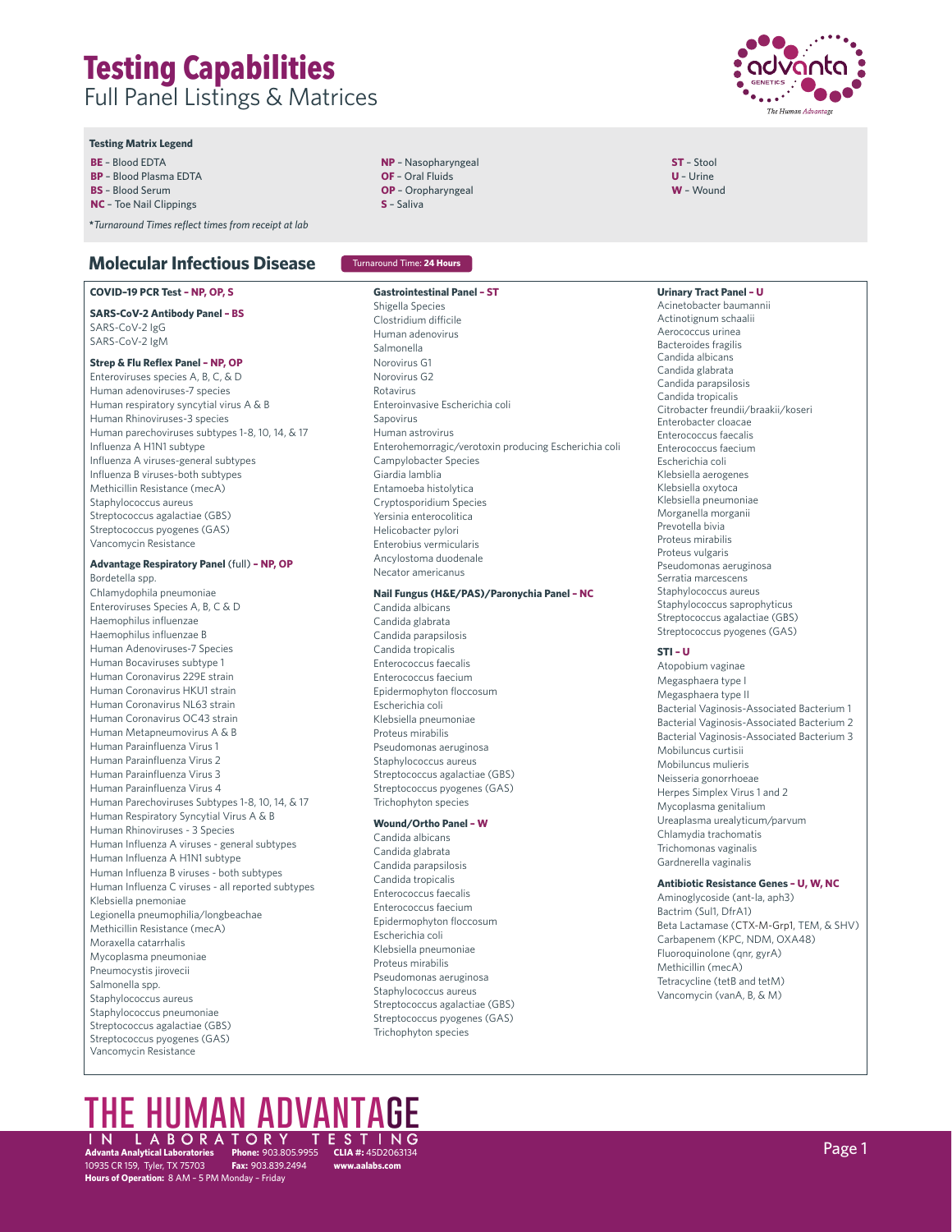# Testing Capabilities

Full Panel Listings & Matrices

**Testing Matrix Legend**

- **BE** – Blood EDTA
- **BP** – Blood Plasma EDTA
- **BS** – Blood Serum
- **NC** – Toe Nail Clippings
- **NP** – Nasopharyngeal
- **OF** – Oral Fluids
- **OP** – Oropharyngeal
- **S** – Saliva
- **ST** – Stool
- **U** – Urine
- **W** – Wound

**\*Turnaround Times reflect times from receipt at lab*

## Molecular Infectious Disease

Turnaround Time: **24 Hours**

**COVID-19 PCR Test – NP, OP, S**

**SARS-CoV-2 Antibody Panel – BS**

SARS-CoV-2 IgG
SARS-CoV-2 IgM

**Strep & Flu Reflex Panel – NP, OP**

Enteroviruses species A, B, C, & D
Human adenoviruses-7 species
Human respiratory syncytial virus A & B
Human Rhinoviruses-3 species
Human parechoviruses subtypes 1-8, 10, 14, & 17
Influenza A H1N1 subtype
Influenza A viruses-general subtypes
Influenza B viruses-both subtypes
Methicillin Resistance (mecA)
Staphylococcus aureus
Streptococcus agalactiae (GBS)
Streptococcus pyogenes (GAS)
Vancomycin Resistance

**Advantage Respiratory Panel** (full) **– NP, OP**

Bordetella spp.
Chlamydophila pneumoniae
Enteroviruses Species A, B, C & D
Haemophilus influenzae
Haemophilus influenzae B
Human Adenoviruses-7 Species
Human Bocaviruses subtype 1
Human Coronavirus 229E strain
Human Coronavirus HKU1 strain
Human Coronavirus NL63 strain
Human Coronavirus OC43 strain
Human Metapneumovirus A & B
Human Parainfluenza Virus 1
Human Parainfluenza Virus 2
Human Parainfluenza Virus 3
Human Parainfluenza Virus 4
Human Parechoviruses Subtypes 1-8, 10, 14, & 17
Human Respiratory Syncytial Virus A & B
Human Rhinoviruses - 3 Species
Human Influenza A viruses - general subtypes
Human Influenza A H1N1 subtype
Human Influenza B viruses - both subtypes
Human Influenza C viruses - all reported subtypes
Klebsiella pnemoniae
Legionella pneumophilia/longbeachae
Methicillin Resistance (mecA)
Moraxella catarrhalis
Mycoplasma pneumoniae
Pneumocystis jirovecii
Salmonella spp.
Staphylococcus aureus
Staphylococcus pneumoniae
Streptococcus agalactiae (GBS)
Streptococcus pyogenes (GAS)
Vancomycin Resistance

**Gastrointestinal Panel – ST**

Shigella Species
Clostridium difficile
Human adenovirus
Salmonella
Norovirus G1
Norovirus G2
Rotavirus
Enteroinvasive Escherichia coli
Sapovirus
Human astrovirus
Enterohemorragic/verotoxin producing Escherichia coli
Campylobacter Species
Giardia lamblia
Entamoeba histolytica
Cryptosporidium Species
Yersinia enterocolitica
Helicobacter pylori
Enterobius vermicularis
Ancylostoma duodenale
Necator americanus

**Nail Fungus (H&E/PAS)/Paronychia Panel – NC**

Candida albicans
Candida glabrata
Candida parapsilosis
Candida tropicalis
Enterococcus faecalis
Enterococcus faecium
Epidermophyton floccosum
Escherichia coli
Klebsiella pneumoniae
Proteus mirabilis
Pseudomonas aeruginosa
Staphylococcus aureus
Streptococcus agalactiae (GBS)
Streptococcus pyogenes (GAS)
Trichophyton species

**Wound/Ortho Panel – W**

Candida albicans
Candida glabrata
Candida parapsilosis
Candida tropicalis
Enterococcus faecalis
Enterococcus faecium
Epidermophyton floccosum
Escherichia coli
Klebsiella pneumoniae
Proteus mirabilis
Pseudomonas aeruginosa
Staphylococcus aureus
Streptococcus agalactiae (GBS)
Streptococcus pyogenes (GAS)
Trichophyton species

**Urinary Tract Panel – U**

Acinetobacter baumannii
Actinotignum schaalii
Aerococcus urinea
Bacteroides fragilis
Candida albicans
Candida glabrata
Candida parapsilosis
Candida tropicalis
Citrobacter freundii/braakii/koseri
Enterobacter cloacae
Enterococcus faecalis
Enterococcus faecium
Escherichia coli
Klebsiella aerogenes
Klebsiella oxytoca
Klebsiella pneumoniae
Morganella morganii
Prevotella bivia
Proteus mirabilis
Proteus vulgaris
Pseudomonas aeruginosa
Serratia marcescens
Staphylococcus aureus
Staphylococcus saprophyticus
Streptococcus agalactiae (GBS)
Streptococcus pyogenes (GAS)

**STI – U**

Atopobium vaginae
Megasphaera type I
Megasphaera type II
Bacterial Vaginosis-Associated Bacterium 1
Bacterial Vaginosis-Associated Bacterium 2
Bacterial Vaginosis-Associated Bacterium 3
Mobiluncus curtisii
Mobiluncus mulieris
Neisseria gonorrhoeae
Herpes Simplex Virus 1 and 2
Mycoplasma genitalium
Ureaplasma urealyticum/parvum
Chlamydia trachomatis
Trichomonas vaginalis
Gardnerella vaginalis

**Antibiotic Resistance Genes – U, W, NC**

Aminoglycoside (ant-la, aph3)
Bactrim (Sul1, DfrA1)
Beta Lactamase (CTX-M-Grp1, TEM, & SHV)
Carbapenem (KPC, NDM, OXA48)
Fluoroquinolone (qnr, gyrA)
Methicillin (mecA)
Tetracycline (tetB and tetM)
Vancomycin (vanA, B, & M)

THE HUMAN ADVANTAGE IN LABORATORY TESTING

**Advanta Analytical Laboratories** **Phone:** 903.805.9955 **CLIA #:** 45D2063134
10935 CR 159, Tyler, TX 75703 **Fax:** 903.839.2494 **www.aalabs.com**
**Hours of Operation:** 8 AM – 5 PM Monday – Friday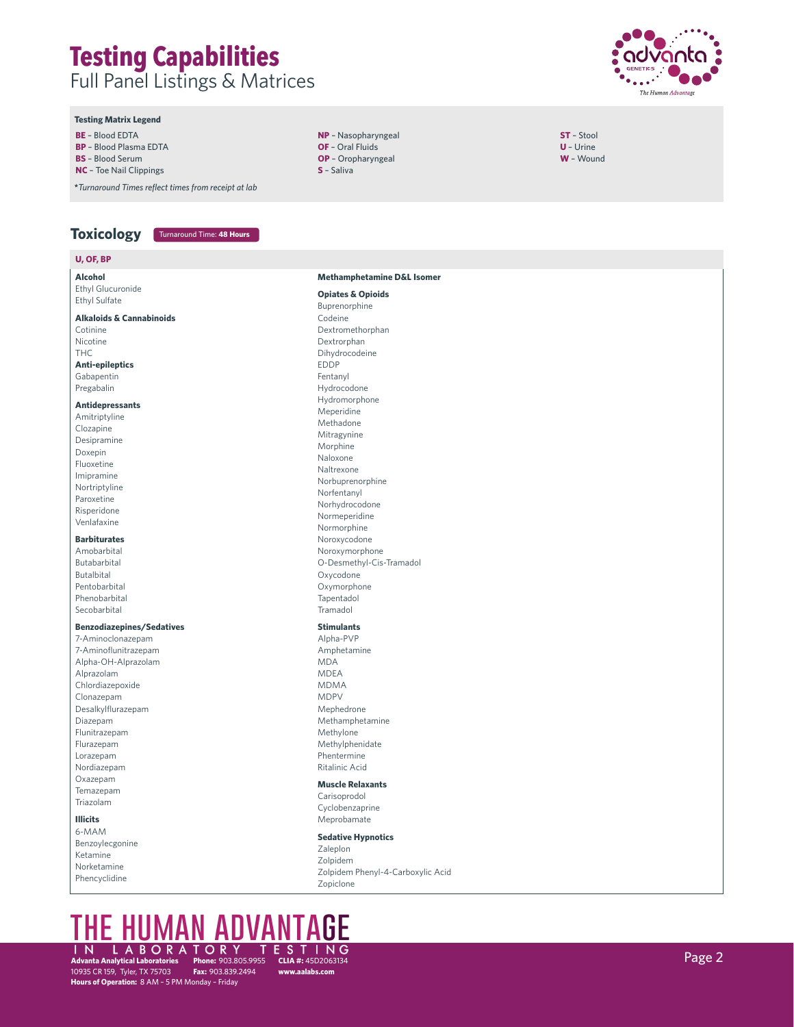# Testing Capabilities

## Full Panel Listings & Matrices

**Testing Matrix Legend**

**BE** – Blood EDTA
**BP** – Blood Plasma EDTA
**BS** – Blood Serum
**NC** – Toe Nail Clippings
**NP** – Nasopharyngeal
**OF** – Oral Fluids
**OP** – Oropharyngeal
**S** – Saliva
**ST** – Stool
**U** – Urine
**W** – Wound

*\*Turnaround Times reflect times from receipt at lab*

## Toxicology

Turnaround Time: **48 Hours**

**U, OF, BP**

**Alcohol**
Ethyl Glucuronide
Ethyl Sulfate

**Alkaloids & Cannabinoids**
Cotinine
Nicotine
THC

**Anti-epileptics**
Gabapentin
Pregabalin

**Antidepressants**
Amitriptyline
Clozapine
Desipramine
Doxepin
Fluoxetine
Imipramine
Nortriptyline
Paroxetine
Risperidone
Venlafaxine

**Barbiturates**
Amobarbital
Butabarbital
Butalbital
Pentobarbital
Phenobarbital
Secobarbital

**Benzodiazepines/Sedatives**
7-Aminoclonazepam
7-Aminoflunitrazepam
Alpha-OH-Alprazolam
Alprazolam
Chlordiazepoxide
Clonazepam
Desalkylflurazepam
Diazepam
Flunitrazepam
Flurazepam
Lorazepam
Nordiazepam
Oxazepam
Temazepam
Triazolam

**Illicits**
6-MAM
Benzoylecgonine
Ketamine
Norketamine
Phencyclidine

**Methamphetamine D&L Isomer**

**Opiates & Opioids**
Buprenorphine
Codeine
Dextromethorphan
Dextrorphan
Dihydrocodeine
EDDP
Fentanyl
Hydrocodone
Hydromorphone
Meperidine
Methadone
Mitragynine
Morphine
Naloxone
Naltrexone
Norbuprenorphine
Norfentanyl
Norhydrocodone
Normeperidine
Normorphine
Noroxycodone
Noroxymorphone
O-Desmethyl-Cis-Tramadol
Oxycodone
Oxymorphone
Tapentadol
Tramadol

**Stimulants**
Alpha-PVP
Amphetamine
MDA
MDEA
MDMA
MDPV
Mephedrone
Methamphetamine
Methylone
Methylphenidate
Phentermine
Ritalinic Acid

**Muscle Relaxants**
Carisoprodol
Cyclobenzaprine
Meprobamate

**Sedative Hypnotics**
Zaleplon
Zolpidem
Zolpidem Phenyl-4-Carboxylic Acid
Zopiclone

THE HUMAN ADVANTAGE IN LABORATORY TESTING

**Advanta Analytical Laboratories** **Phone:** 903.805.9955 **CLIA #:** 45D2063134
10935 CR 159, Tyler, TX 75703 **Fax:** 903.839.2494 **www.aalabs.com**
**Hours of Operation:** 8 AM – 5 PM Monday – Friday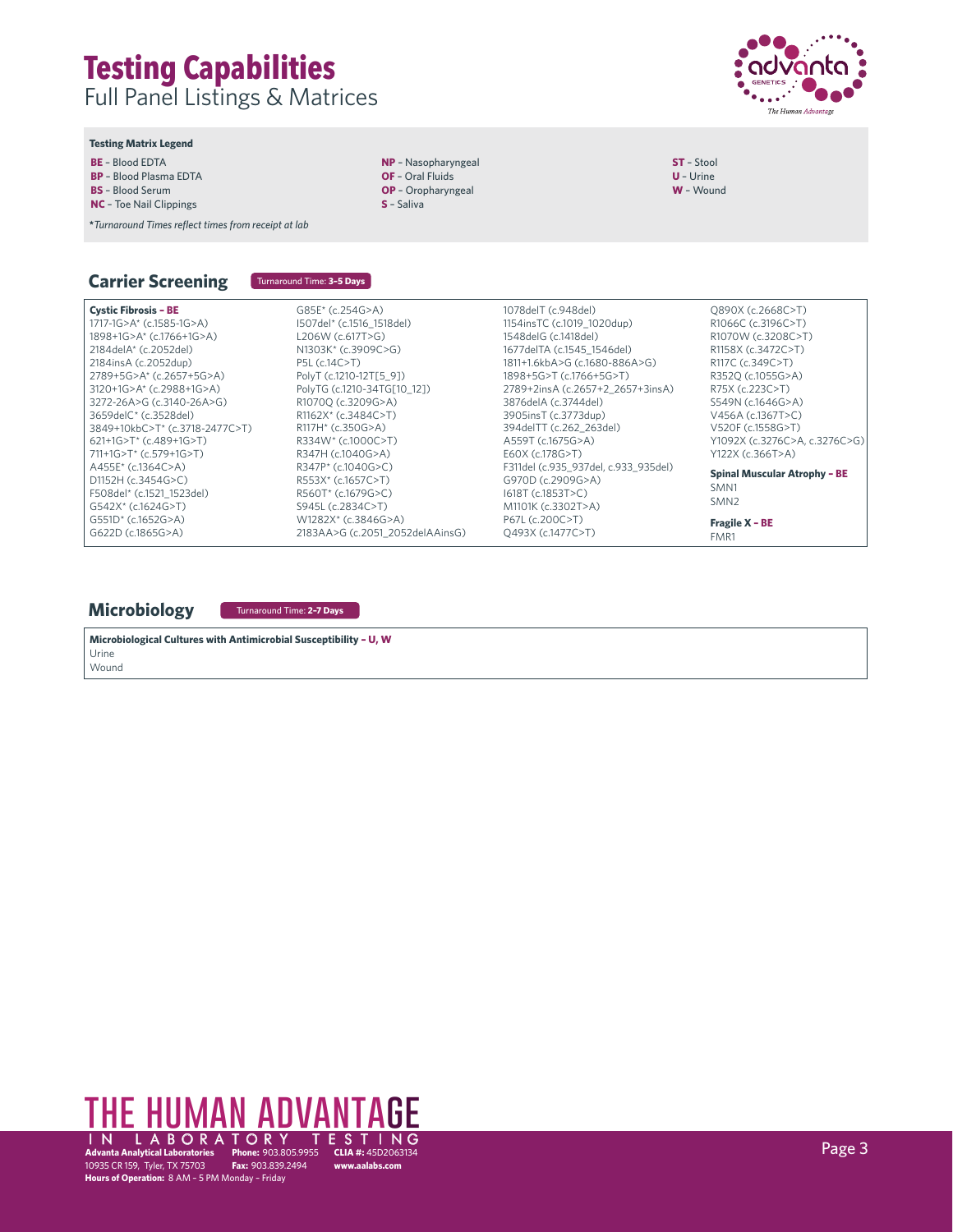# Testing Capabilities

Full Panel Listings & Matrices

**Testing Matrix Legend**

**BE** – Blood EDTA
**BP** – Blood Plasma EDTA
**BS** – Blood Serum
**NC** – Toe Nail Clippings

**NP** – Nasopharyngeal
**OF** – Oral Fluids
**OP** – Oropharyngeal
**S** – Saliva

**ST** – Stool
**U** – Urine
**W** – Wound

*\*Turnaround Times reflect times from receipt at lab*

## Carrier Screening

Turnaround Time: **3–5 Days**

**Cystic Fibrosis – BE**

1717-1G>A* (c.1585-1G>A)
1898+1G>A* (c.1766+1G>A)
2184delA* (c.2052del)
2184insA (c.2052dup)
2789+5G>A* (c.2657+5G>A)
3120+1G>A* (c.2988+1G>A)
3272-26A>G (c.3140-26A>G)
3659delC* (c.3528del)
3849+10kbC>T* (c.3718-2477C>T)
621+1G>T* (c.489+1G>T)
711+1G>T* (c.579+1G>T)
A455E* (c.1364C>A)
D1152H (c.3454G>C)
F508del* (c.1521_1523del)
G542X* (c.1624G>T)
G551D* (c.1652G>A)
G622D (c.1865G>A)
G85E* (c.254G>A)
I507del* (c.1516_1518del)
L206W (c.617T>G)
N1303K* (c.3909C>G)
P5L (c.14C>T)
PolyT (c.1210-12T[5_9])
PolyTG (c.1210-34TG[10_12])
R1070Q (c.3209G>A)
R1162X* (c.3484C>T)
R117H* (c.350G>A)
R334W* (c.1000C>T)
R347H (c.1040G>A)
R347P* (c.1040G>C)
R553X* (c.1657C>T)
R560T* (c.1679G>C)
S945L (c.2834C>T)
W1282X* (c.3846G>A)
2183AA>G (c.2051_2052delAAinsG)
1078delT (c.948del)
1154insTC (c.1019_1020dup)
1548delG (c.1418del)
1677delTA (c.1545_1546del)
1811+1.6kbA>G (c.1680-886A>G)
1898+5G>T (c.1766+5G>T)
2789+2insA (c.2657+2_2657+3insA)
3876delA (c.3744del)
3905insT (c.3773dup)
394delTT (c.262_263del)
A559T (c.1675G>A)
E60X (c.178G>T)
F311del (c.935_937del, c.933_935del)
G970D (c.2909G>A)
I618T (c.1853T>C)
M1101K (c.3302T>A)
P67L (c.200C>T)
Q493X (c.1477C>T)
Q890X (c.2668C>T)
R1066C (c.3196C>T)
R1070W (c.3208C>T)
R1158X (c.3472C>T)
R117C (c.349C>T)
R352Q (c.1055G>A)
R75X (c.223C>T)
S549N (c.1646G>A)
V456A (c.1367T>C)
V520F (c.1558G>T)
Y1092X (c.3276C>A, c.3276C>G)
Y122X (c.366T>A)

**Spinal Muscular Atrophy – BE**

SMN1
SMN2

**Fragile X – BE**

FMR1

## Microbiology

Turnaround Time: **2–7 Days**

**Microbiological Cultures with Antimicrobial Susceptibility – U, W**

Urine
Wound

THE HUMAN ADVANTAGE IN LABORATORY TESTING

**Advanta Analytical Laboratories** 10935 CR 159, Tyler, TX 75703
**Phone:** 903.805.9955 **Fax:** 903.839.2494
**CLIA #:** 45D2063134 **www.aalabs.com**
**Hours of Operation:** 8 AM – 5 PM Monday – Friday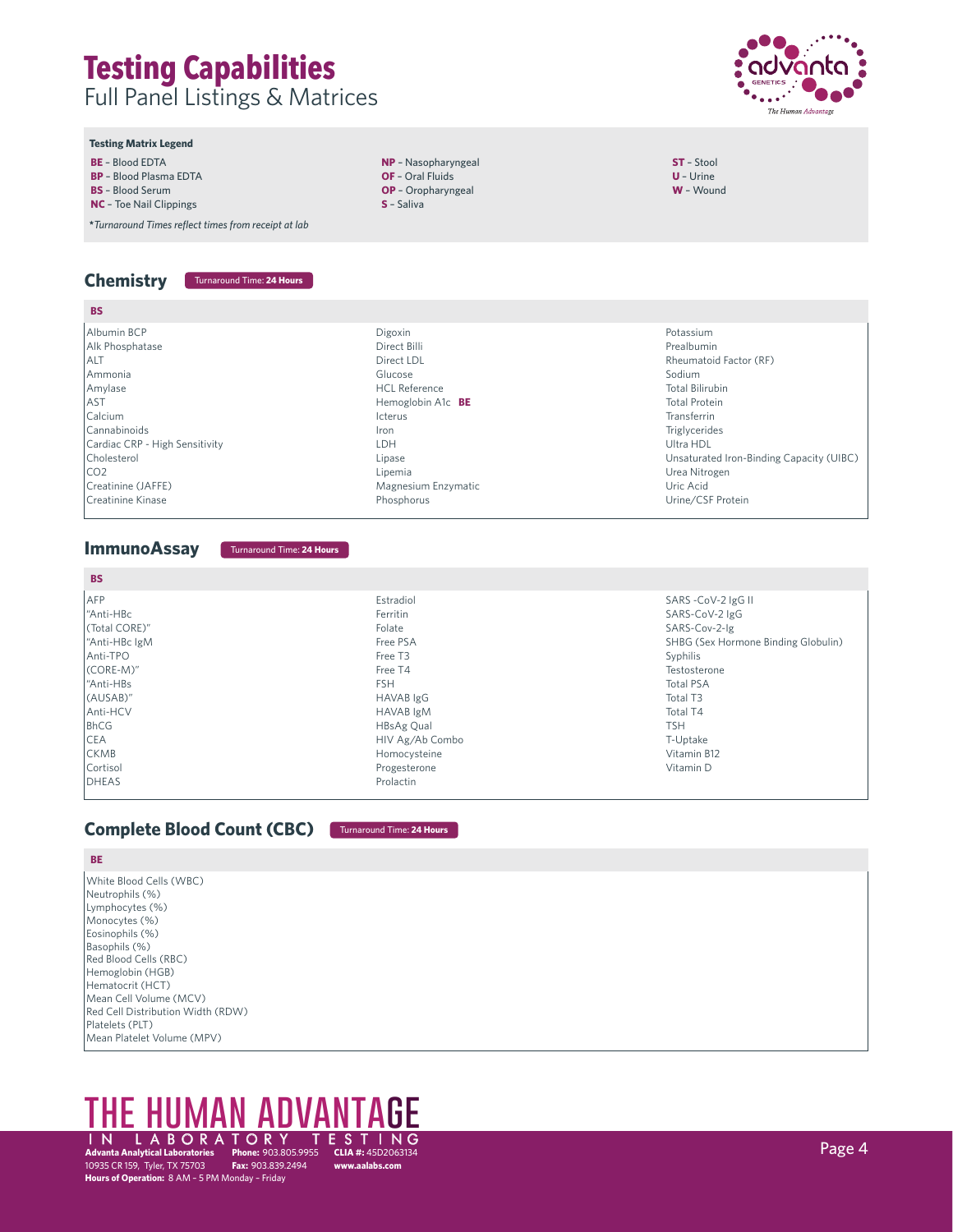# Testing Capabilities

## Full Panel Listings & Matrices

**Testing Matrix Legend**

**BE** – Blood EDTA
**BP** – Blood Plasma EDTA
**BS** – Blood Serum
**NC** – Toe Nail Clippings
**NP** – Nasopharyngeal
**OF** – Oral Fluids
**OP** – Oropharyngeal
**S** – Saliva
**ST** – Stool
**U** – Urine
**W** – Wound

*\*Turnaround Times reflect times from receipt at lab*

## Chemistry

Turnaround Time: **24 Hours**

| **BS** | | |
|---|---|---|
| Albumin BCP | Digoxin | Potassium |
| Alk Phosphatase | Direct Billi | Prealbumin |
| ALT | Direct LDL | Rheumatoid Factor (RF) |
| Ammonia | Glucose | Sodium |
| Amylase | HCL Reference | Total Bilirubin |
| AST | Hemoglobin A1c **BE** | Total Protein |
| Calcium | Icterus | Transferrin |
| Cannabinoids | Iron | Triglycerides |
| Cardiac CRP - High Sensitivity | LDH | Ultra HDL |
| Cholesterol | Lipase | Unsaturated Iron-Binding Capacity (UIBC) |
| CO2 | Lipemia | Urea Nitrogen |
| Creatinine (JAFFE) | Magnesium Enzymatic | Uric Acid |
| Creatinine Kinase | Phosphorus | Urine/CSF Protein |

## ImmunoAssay

Turnaround Time: **24 Hours**

| **BS** | | |
|---|---|---|
| AFP | Estradiol | SARS -CoV-2 IgG II |
| "Anti-HBc | Ferritin | SARS-CoV-2 IgG |
| (Total CORE)" | Folate | SARS-Cov-2-Ig |
| "Anti-HBc IgM | Free PSA | SHBG (Sex Hormone Binding Globulin) |
| Anti-TPO | Free T3 | Syphilis |
| (CORE-M)" | Free T4 | Testosterone |
| "Anti-HBs | FSH | Total PSA |
| (AUSAB)" | HAVAB IgG | Total T3 |
| Anti-HCV | HAVAB IgM | Total T4 |
| BhCG | HBsAg Qual | TSH |
| CEA | HIV Ag/Ab Combo | T-Uptake |
| CKMB | Homocysteine | Vitamin B12 |
| Cortisol | Progesterone | Vitamin D |
| DHEAS | Prolactin | |

## Complete Blood Count (CBC)

Turnaround Time: **24 Hours**

| **BE** |
|---|
| White Blood Cells (WBC) |
| Neutrophils (%) |
| Lymphocytes (%) |
| Monocytes (%) |
| Eosinophils (%) |
| Basophils (%) |
| Red Blood Cells (RBC) |
| Hemoglobin (HGB) |
| Hematocrit (HCT) |
| Mean Cell Volume (MCV) |
| Red Cell Distribution Width (RDW) |
| Platelets (PLT) |
| Mean Platelet Volume (MPV) |

THE HUMAN ADVANTAGE IN LABORATORY TESTING

**Advanta Analytical Laboratories** 10935 CR 159, Tyler, TX 75703 **Phone:** 903.805.9955 **Fax:** 903.839.2494 **CLIA #:** 45D2063134 **www.aalabs.com**
**Hours of Operation:** 8 AM – 5 PM Monday – Friday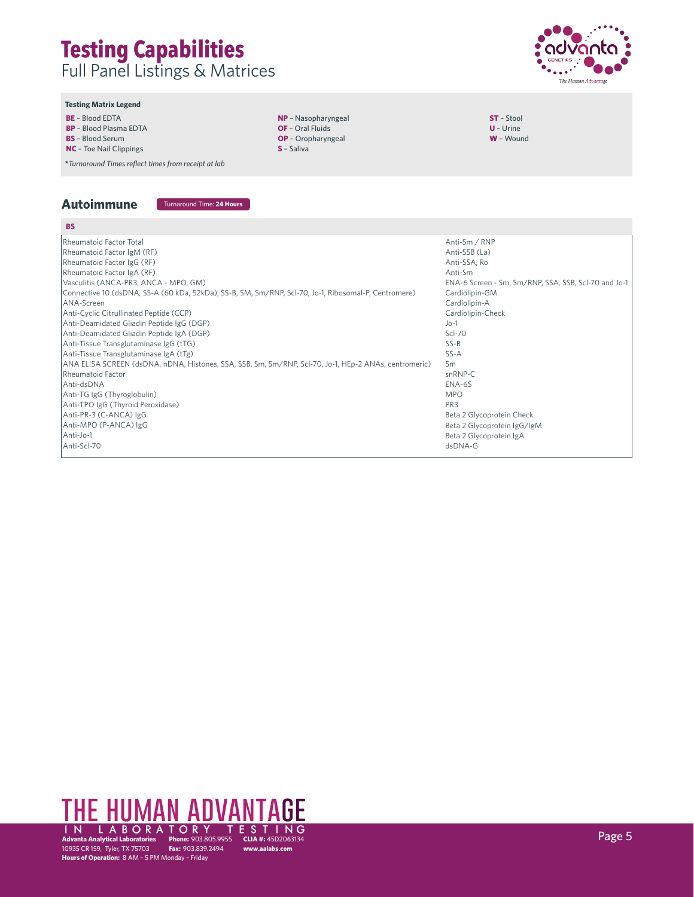# Testing Capabilities
Full Panel Listings & Matrices

**Testing Matrix Legend**

**BE** – Blood EDTA
**BP** – Blood Plasma EDTA
**BS** – Blood Serum
**NC** – Toe Nail Clippings
**NP** – Nasopharyngeal
**OF** – Oral Fluids
**OP** – Oropharyngeal
**S** – Saliva
**ST** – Stool
**U** – Urine
**W** – Wound

*Turnaround Times reflect times from receipt at lab*

## Autoimmune

Turnaround Time: **24 Hours**

| BS | |
|---|---|
| Rheumatoid Factor Total | Anti-Sm / RNP |
| Rheumatoid Factor IgM (RF) | Anti-SSB (La) |
| Rheumatoid Factor IgG (RF) | Anti-SSA, Ro |
| Rheumatoid Factor IgA (RF) | Anti-Sm |
| Vasculitis (ANCA-PR3, ANCA - MPO, GM) | ENA-6 Screen - Sm, Sm/RNP, SSA, SSB, Scl-70 and Jo-1 |
| Connective 10 (dsDNA, SS-A (60 kDa, 52kDa), SS-B, SM, Sm/RNP, Scl-70, Jo-1, Ribosomal-P, Centromere) | Cardiolipin-GM |
| ANA-Screen | Cardiolipin-A |
| Anti-Cyclic Citrullinated Peptide (CCP) | Cardiolipin-Check |
| Anti-Deamidated Gliadin Peptide IgG (DGP) | Jo-1 |
| Anti-Deamidated Gliadin Peptide IgA (DGP) | Scl-70 |
| Anti-Tissue Transglutaminase IgG (tTG) | SS-B |
| Anti-Tissue Transglutaminase IgA (tTg) | SS-A |
| ANA ELISA SCREEN (dsDNA, nDNA, Histones, SSA, SSB, Sm, Sm/RNP, Scl-70, Jo-1, HEp-2 ANAs, centromeric) | Sm |
| Rheumatoid Factor | snRNP-C |
| Anti-dsDNA | ENA-6S |
| Anti-TG IgG (Thyroglobulin) | MPO |
| Anti-TPO IgG (Thyroid Peroxidase) | PR3 |
| Anti-PR-3 (C-ANCA) IgG | Beta 2 Glycoprotein Check |
| Anti-MPO (P-ANCA) IgG | Beta 2 Glycoprotein IgG/IgM |
| Anti-Jo-1 | Beta 2 Glycoprotein IgA |
| Anti-Scl-70 | dsDNA-G |

THE HUMAN ADVANTAGE IN LABORATORY TESTING

**Advanta Analytical Laboratories** **Phone:** 903.805.9955 **CLIA #:** 45D2063134
10935 CR 159, Tyler, TX 75703 **Fax:** 903.839.2494 **www.aalabs.com**
**Hours of Operation:** 8 AM – 5 PM Monday – Friday